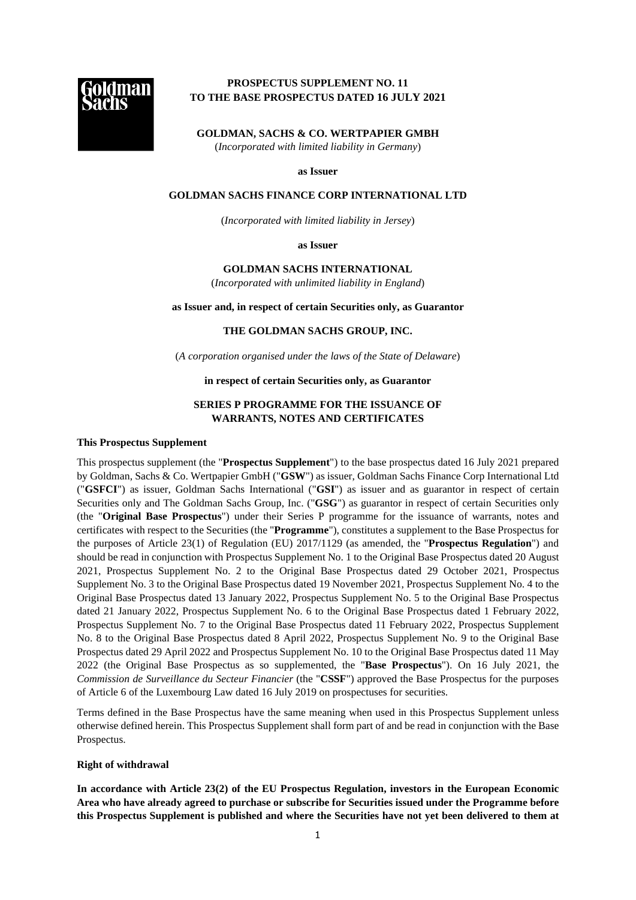# PROSPECTUS SUPPLEMENT NO. 11 TO THE BASE PROSPECTUS DATED 16 JULY 2021

**GOLDMAN, SACHS & CO. WERTPAPIER GMBH**
(*Incorporated with limited liability in Germany*)

**as Issuer**

**GOLDMAN SACHS FINANCE CORP INTERNATIONAL LTD**

(*Incorporated with limited liability in Jersey*)

**as Issuer**

**GOLDMAN SACHS INTERNATIONAL**
(*Incorporated with unlimited liability in England*)

**as Issuer and, in respect of certain Securities only, as Guarantor**

**THE GOLDMAN SACHS GROUP, INC.**

(*A corporation organised under the laws of the State of Delaware*)

**in respect of certain Securities only, as Guarantor**

**SERIES P PROGRAMME FOR THE ISSUANCE OF WARRANTS, NOTES AND CERTIFICATES**

**This Prospectus Supplement**

This prospectus supplement (the "**Prospectus Supplement**") to the base prospectus dated 16 July 2021 prepared by Goldman, Sachs & Co. Wertpapier GmbH ("**GSW**") as issuer, Goldman Sachs Finance Corp International Ltd ("**GSFCI**") as issuer, Goldman Sachs International ("**GSI**") as issuer and as guarantor in respect of certain Securities only and The Goldman Sachs Group, Inc. ("**GSG**") as guarantor in respect of certain Securities only (the "**Original Base Prospectus**") under their Series P programme for the issuance of warrants, notes and certificates with respect to the Securities (the "**Programme**"), constitutes a supplement to the Base Prospectus for the purposes of Article 23(1) of Regulation (EU) 2017/1129 (as amended, the "**Prospectus Regulation**") and should be read in conjunction with Prospectus Supplement No. 1 to the Original Base Prospectus dated 20 August 2021, Prospectus Supplement No. 2 to the Original Base Prospectus dated 29 October 2021, Prospectus Supplement No. 3 to the Original Base Prospectus dated 19 November 2021, Prospectus Supplement No. 4 to the Original Base Prospectus dated 13 January 2022, Prospectus Supplement No. 5 to the Original Base Prospectus dated 21 January 2022, Prospectus Supplement No. 6 to the Original Base Prospectus dated 1 February 2022, Prospectus Supplement No. 7 to the Original Base Prospectus dated 11 February 2022, Prospectus Supplement No. 8 to the Original Base Prospectus dated 8 April 2022, Prospectus Supplement No. 9 to the Original Base Prospectus dated 29 April 2022 and Prospectus Supplement No. 10 to the Original Base Prospectus dated 11 May 2022 (the Original Base Prospectus as so supplemented, the "**Base Prospectus**"). On 16 July 2021, the *Commission de Surveillance du Secteur Financier* (the "**CSSF**") approved the Base Prospectus for the purposes of Article 6 of the Luxembourg Law dated 16 July 2019 on prospectuses for securities.

Terms defined in the Base Prospectus have the same meaning when used in this Prospectus Supplement unless otherwise defined herein. This Prospectus Supplement shall form part of and be read in conjunction with the Base Prospectus.

**Right of withdrawal**

**In accordance with Article 23(2) of the EU Prospectus Regulation, investors in the European Economic Area who have already agreed to purchase or subscribe for Securities issued under the Programme before this Prospectus Supplement is published and where the Securities have not yet been delivered to them at**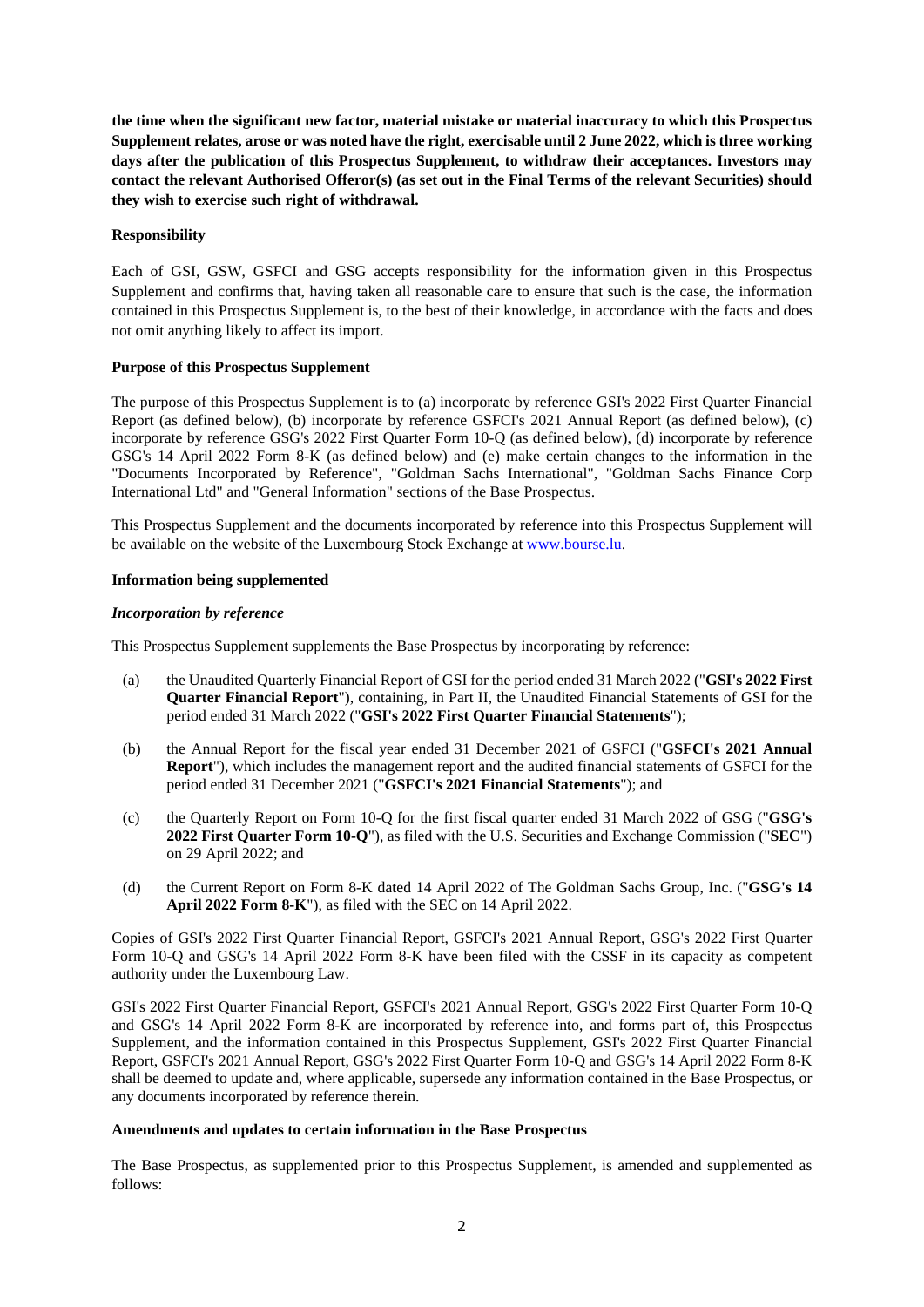**the time when the significant new factor, material mistake or material inaccuracy to which this Prospectus Supplement relates, arose or was noted have the right, exercisable until 2 June 2022, which is three working days after the publication of this Prospectus Supplement, to withdraw their acceptances. Investors may contact the relevant Authorised Offeror(s) (as set out in the Final Terms of the relevant Securities) should they wish to exercise such right of withdrawal.**

**Responsibility**

Each of GSI, GSW, GSFCI and GSG accepts responsibility for the information given in this Prospectus Supplement and confirms that, having taken all reasonable care to ensure that such is the case, the information contained in this Prospectus Supplement is, to the best of their knowledge, in accordance with the facts and does not omit anything likely to affect its import.

**Purpose of this Prospectus Supplement**

The purpose of this Prospectus Supplement is to (a) incorporate by reference GSI's 2022 First Quarter Financial Report (as defined below), (b) incorporate by reference GSFCI's 2021 Annual Report (as defined below), (c) incorporate by reference GSG's 2022 First Quarter Form 10-Q (as defined below), (d) incorporate by reference GSG's 14 April 2022 Form 8-K (as defined below) and (e) make certain changes to the information in the "Documents Incorporated by Reference", "Goldman Sachs International", "Goldman Sachs Finance Corp International Ltd" and "General Information" sections of the Base Prospectus.

This Prospectus Supplement and the documents incorporated by reference into this Prospectus Supplement will be available on the website of the Luxembourg Stock Exchange at www.bourse.lu.

**Information being supplemented**

***Incorporation by reference***

This Prospectus Supplement supplements the Base Prospectus by incorporating by reference:

(a) the Unaudited Quarterly Financial Report of GSI for the period ended 31 March 2022 ("**GSI's 2022 First Quarter Financial Report**"), containing, in Part II, the Unaudited Financial Statements of GSI for the period ended 31 March 2022 ("**GSI's 2022 First Quarter Financial Statements**");

(b) the Annual Report for the fiscal year ended 31 December 2021 of GSFCI ("**GSFCI's 2021 Annual Report**"), which includes the management report and the audited financial statements of GSFCI for the period ended 31 December 2021 ("**GSFCI's 2021 Financial Statements**"); and

(c) the Quarterly Report on Form 10-Q for the first fiscal quarter ended 31 March 2022 of GSG ("**GSG's 2022 First Quarter Form 10-Q**"), as filed with the U.S. Securities and Exchange Commission ("**SEC**") on 29 April 2022; and

(d) the Current Report on Form 8-K dated 14 April 2022 of The Goldman Sachs Group, Inc. ("**GSG's 14 April 2022 Form 8-K**"), as filed with the SEC on 14 April 2022.

Copies of GSI's 2022 First Quarter Financial Report, GSFCI's 2021 Annual Report, GSG's 2022 First Quarter Form 10-Q and GSG's 14 April 2022 Form 8-K have been filed with the CSSF in its capacity as competent authority under the Luxembourg Law.

GSI's 2022 First Quarter Financial Report, GSFCI's 2021 Annual Report, GSG's 2022 First Quarter Form 10-Q and GSG's 14 April 2022 Form 8-K are incorporated by reference into, and forms part of, this Prospectus Supplement, and the information contained in this Prospectus Supplement, GSI's 2022 First Quarter Financial Report, GSFCI's 2021 Annual Report, GSG's 2022 First Quarter Form 10-Q and GSG's 14 April 2022 Form 8-K shall be deemed to update and, where applicable, supersede any information contained in the Base Prospectus, or any documents incorporated by reference therein.

**Amendments and updates to certain information in the Base Prospectus**

The Base Prospectus, as supplemented prior to this Prospectus Supplement, is amended and supplemented as follows: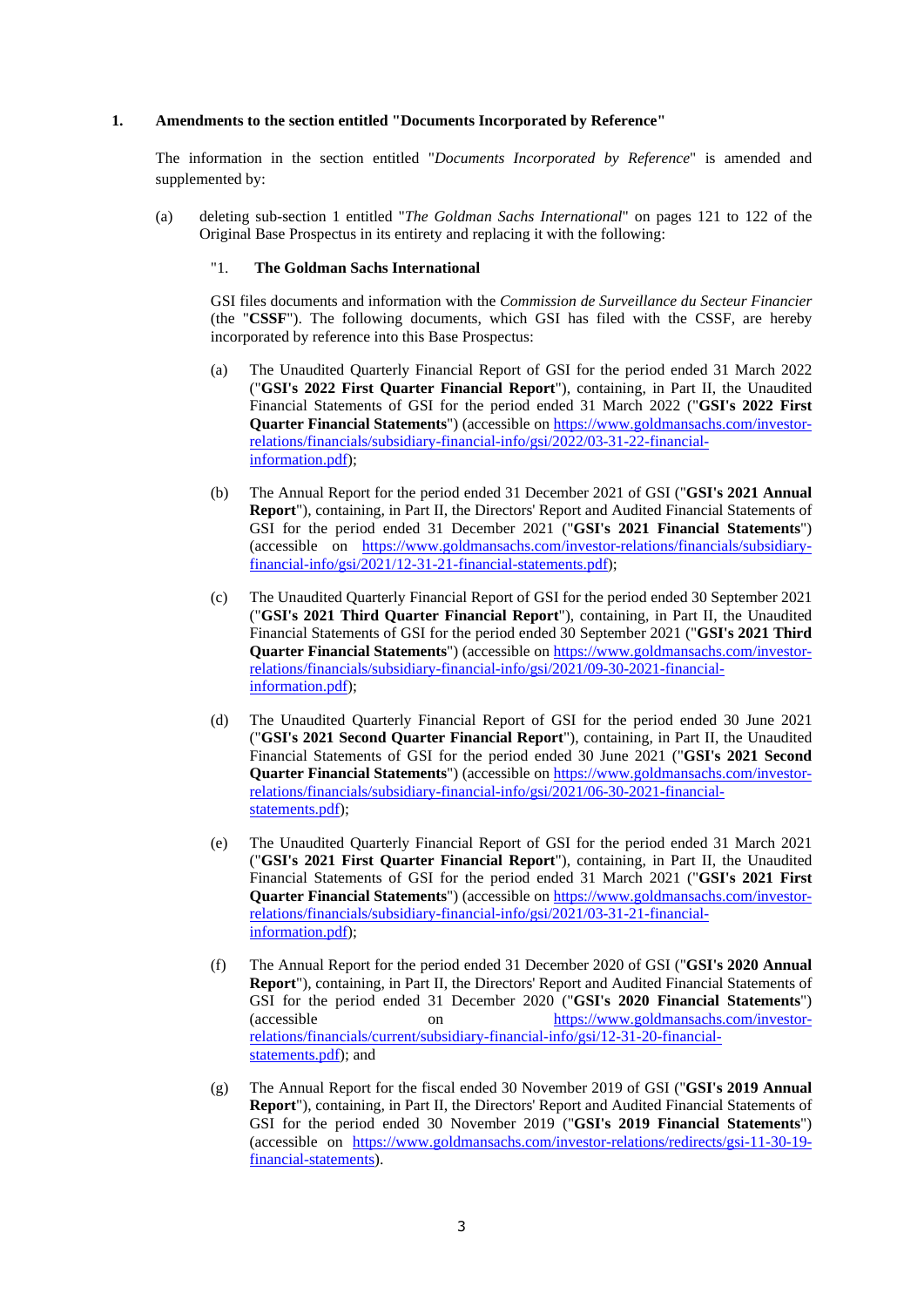## 1. Amendments to the section entitled "Documents Incorporated by Reference"

The information in the section entitled "*Documents Incorporated by Reference*" is amended and supplemented by:

(a) deleting sub-section 1 entitled "*The Goldman Sachs International*" on pages 121 to 122 of the Original Base Prospectus in its entirety and replacing it with the following:

"1. **The Goldman Sachs International**

GSI files documents and information with the *Commission de Surveillance du Secteur Financier* (the "**CSSF**"). The following documents, which GSI has filed with the CSSF, are hereby incorporated by reference into this Base Prospectus:

(a) The Unaudited Quarterly Financial Report of GSI for the period ended 31 March 2022 ("**GSI's 2022 First Quarter Financial Report**"), containing, in Part II, the Unaudited Financial Statements of GSI for the period ended 31 March 2022 ("**GSI's 2022 First Quarter Financial Statements**") (accessible on https://www.goldmansachs.com/investor-relations/financials/subsidiary-financial-info/gsi/2022/03-31-22-financial-information.pdf);

(b) The Annual Report for the period ended 31 December 2021 of GSI ("**GSI's 2021 Annual Report**"), containing, in Part II, the Directors' Report and Audited Financial Statements of GSI for the period ended 31 December 2021 ("**GSI's 2021 Financial Statements**") (accessible on https://www.goldmansachs.com/investor-relations/financials/subsidiary-financial-info/gsi/2021/12-31-21-financial-statements.pdf);

(c) The Unaudited Quarterly Financial Report of GSI for the period ended 30 September 2021 ("**GSI's 2021 Third Quarter Financial Report**"), containing, in Part II, the Unaudited Financial Statements of GSI for the period ended 30 September 2021 ("**GSI's 2021 Third Quarter Financial Statements**") (accessible on https://www.goldmansachs.com/investor-relations/financials/subsidiary-financial-info/gsi/2021/09-30-2021-financial-information.pdf);

(d) The Unaudited Quarterly Financial Report of GSI for the period ended 30 June 2021 ("**GSI's 2021 Second Quarter Financial Report**"), containing, in Part II, the Unaudited Financial Statements of GSI for the period ended 30 June 2021 ("**GSI's 2021 Second Quarter Financial Statements**") (accessible on https://www.goldmansachs.com/investor-relations/financials/subsidiary-financial-info/gsi/2021/06-30-2021-financial-statements.pdf);

(e) The Unaudited Quarterly Financial Report of GSI for the period ended 31 March 2021 ("**GSI's 2021 First Quarter Financial Report**"), containing, in Part II, the Unaudited Financial Statements of GSI for the period ended 31 March 2021 ("**GSI's 2021 First Quarter Financial Statements**") (accessible on https://www.goldmansachs.com/investor-relations/financials/subsidiary-financial-info/gsi/2021/03-31-21-financial-information.pdf);

(f) The Annual Report for the period ended 31 December 2020 of GSI ("**GSI's 2020 Annual Report**"), containing, in Part II, the Directors' Report and Audited Financial Statements of GSI for the period ended 31 December 2020 ("**GSI's 2020 Financial Statements**") (accessible on https://www.goldmansachs.com/investor-relations/financials/current/subsidiary-financial-info/gsi/12-31-20-financial-statements.pdf); and

(g) The Annual Report for the fiscal ended 30 November 2019 of GSI ("**GSI's 2019 Annual Report**"), containing, in Part II, the Directors' Report and Audited Financial Statements of GSI for the period ended 30 November 2019 ("**GSI's 2019 Financial Statements**") (accessible on https://www.goldmansachs.com/investor-relations/redirects/gsi-11-30-19-financial-statements).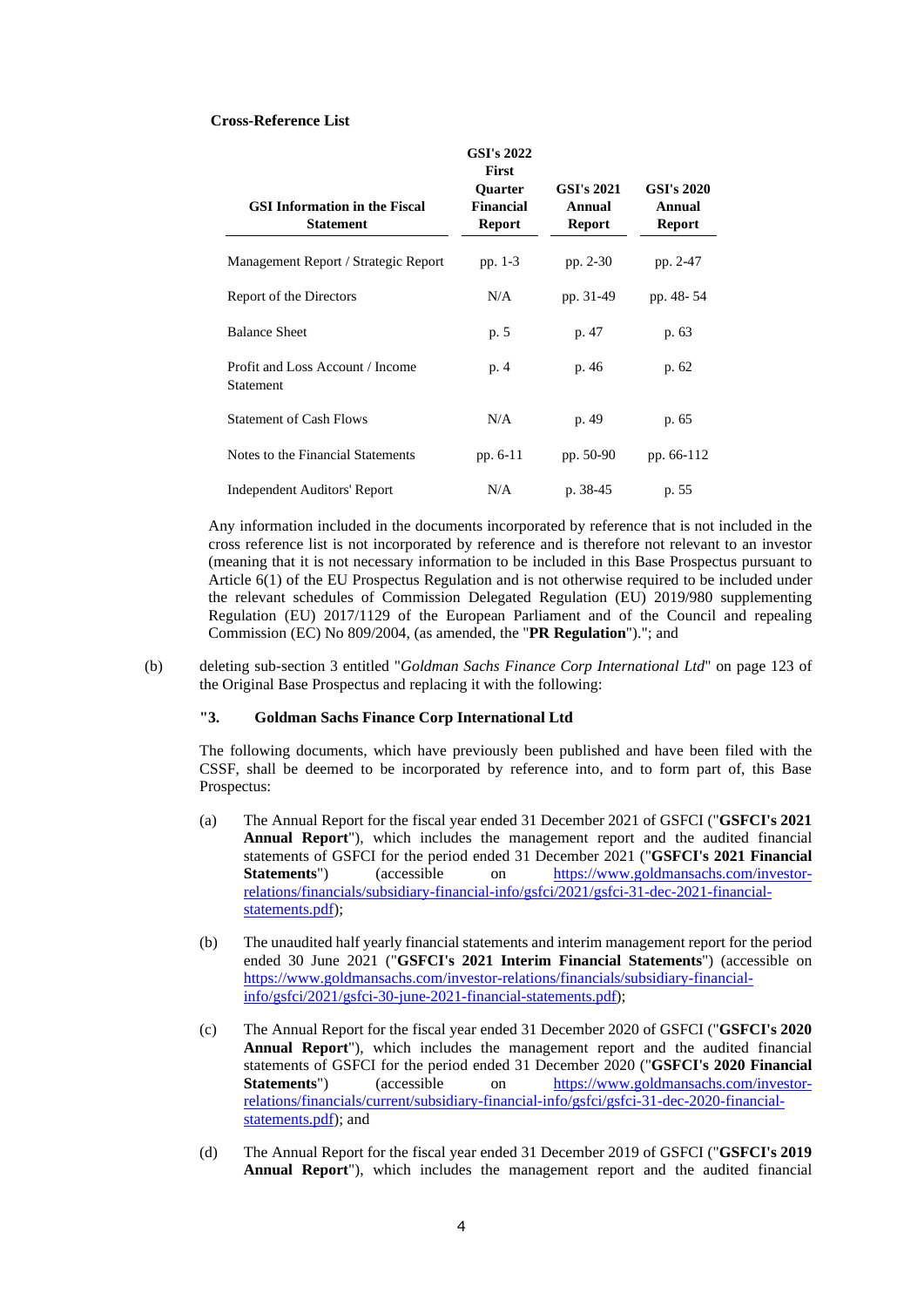**Cross-Reference List**

| GSI Information in the Fiscal Statement | GSI's 2022 First Quarter Financial Report | GSI's 2021 Annual Report | GSI's 2020 Annual Report |
|---|---|---|---|
| Management Report / Strategic Report | pp. 1-3 | pp. 2-30 | pp. 2-47 |
| Report of the Directors | N/A | pp. 31-49 | pp. 48- 54 |
| Balance Sheet | p. 5 | p. 47 | p. 63 |
| Profit and Loss Account / Income Statement | p. 4 | p. 46 | p. 62 |
| Statement of Cash Flows | N/A | p. 49 | p. 65 |
| Notes to the Financial Statements | pp. 6-11 | pp. 50-90 | pp. 66-112 |
| Independent Auditors' Report | N/A | p. 38-45 | p. 55 |

Any information included in the documents incorporated by reference that is not included in the cross reference list is not incorporated by reference and is therefore not relevant to an investor (meaning that it is not necessary information to be included in this Base Prospectus pursuant to Article 6(1) of the EU Prospectus Regulation and is not otherwise required to be included under the relevant schedules of Commission Delegated Regulation (EU) 2019/980 supplementing Regulation (EU) 2017/1129 of the European Parliament and of the Council and repealing Commission (EC) No 809/2004, (as amended, the "**PR Regulation**")."; and

(b) deleting sub-section 3 entitled "*Goldman Sachs Finance Corp International Ltd*" on page 123 of the Original Base Prospectus and replacing it with the following:

**"3. Goldman Sachs Finance Corp International Ltd**

The following documents, which have previously been published and have been filed with the CSSF, shall be deemed to be incorporated by reference into, and to form part of, this Base Prospectus:

(a) The Annual Report for the fiscal year ended 31 December 2021 of GSFCI ("**GSFCI's 2021 Annual Report**"), which includes the management report and the audited financial statements of GSFCI for the period ended 31 December 2021 ("**GSFCI's 2021 Financial Statements**") (accessible on https://www.goldmansachs.com/investor-relations/financials/subsidiary-financial-info/gsfci/2021/gsfci-31-dec-2021-financial-statements.pdf);

(b) The unaudited half yearly financial statements and interim management report for the period ended 30 June 2021 ("**GSFCI's 2021 Interim Financial Statements**") (accessible on https://www.goldmansachs.com/investor-relations/financials/subsidiary-financial-info/gsfci/2021/gsfci-30-june-2021-financial-statements.pdf);

(c) The Annual Report for the fiscal year ended 31 December 2020 of GSFCI ("**GSFCI's 2020 Annual Report**"), which includes the management report and the audited financial statements of GSFCI for the period ended 31 December 2020 ("**GSFCI's 2020 Financial Statements**") (accessible on https://www.goldmansachs.com/investor-relations/financials/current/subsidiary-financial-info/gsfci/gsfci-31-dec-2020-financial-statements.pdf); and

(d) The Annual Report for the fiscal year ended 31 December 2019 of GSFCI ("**GSFCI's 2019 Annual Report**"), which includes the management report and the audited financial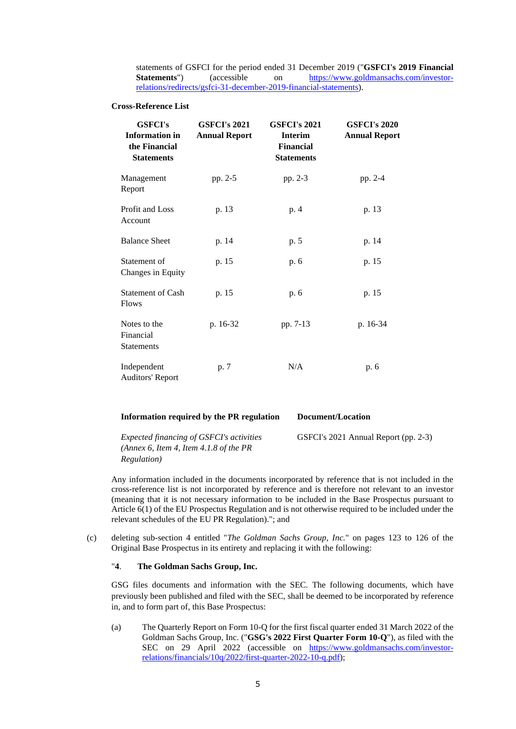statements of GSFCI for the period ended 31 December 2019 ("**GSFCI's 2019 Financial Statements**") (accessible on https://www.goldmansachs.com/investor-relations/redirects/gsfci-31-december-2019-financial-statements).

**Cross-Reference List**

| GSFCI's Information in the Financial Statements | GSFCI's 2021 Annual Report | GSFCI's 2021 Interim Financial Statements | GSFCI's 2020 Annual Report |
|---|---|---|---|
| Management Report | pp. 2-5 | pp. 2-3 | pp. 2-4 |
| Profit and Loss Account | p. 13 | p. 4 | p. 13 |
| Balance Sheet | p. 14 | p. 5 | p. 14 |
| Statement of Changes in Equity | p. 15 | p. 6 | p. 15 |
| Statement of Cash Flows | p. 15 | p. 6 | p. 15 |
| Notes to the Financial Statements | p. 16-32 | pp. 7-13 | p. 16-34 |
| Independent Auditors' Report | p. 7 | N/A | p. 6 |

| Information required by the PR regulation | Document/Location |
|---|---|
| *Expected financing of GSFCI's activities (Annex 6, Item 4, Item 4.1.8 of the PR Regulation)* | GSFCI's 2021 Annual Report (pp. 2-3) |

Any information included in the documents incorporated by reference that is not included in the cross-reference list is not incorporated by reference and is therefore not relevant to an investor (meaning that it is not necessary information to be included in the Base Prospectus pursuant to Article 6(1) of the EU Prospectus Regulation and is not otherwise required to be included under the relevant schedules of the EU PR Regulation)."; and

(c) deleting sub-section 4 entitled "*The Goldman Sachs Group, Inc.*" on pages 123 to 126 of the Original Base Prospectus in its entirety and replacing it with the following:

"**4. The Goldman Sachs Group, Inc.**

GSG files documents and information with the SEC. The following documents, which have previously been published and filed with the SEC, shall be deemed to be incorporated by reference in, and to form part of, this Base Prospectus:

(a) The Quarterly Report on Form 10-Q for the first fiscal quarter ended 31 March 2022 of the Goldman Sachs Group, Inc. ("**GSG's 2022 First Quarter Form 10-Q**"), as filed with the SEC on 29 April 2022 (accessible on https://www.goldmansachs.com/investor-relations/financials/10q/2022/first-quarter-2022-10-q.pdf);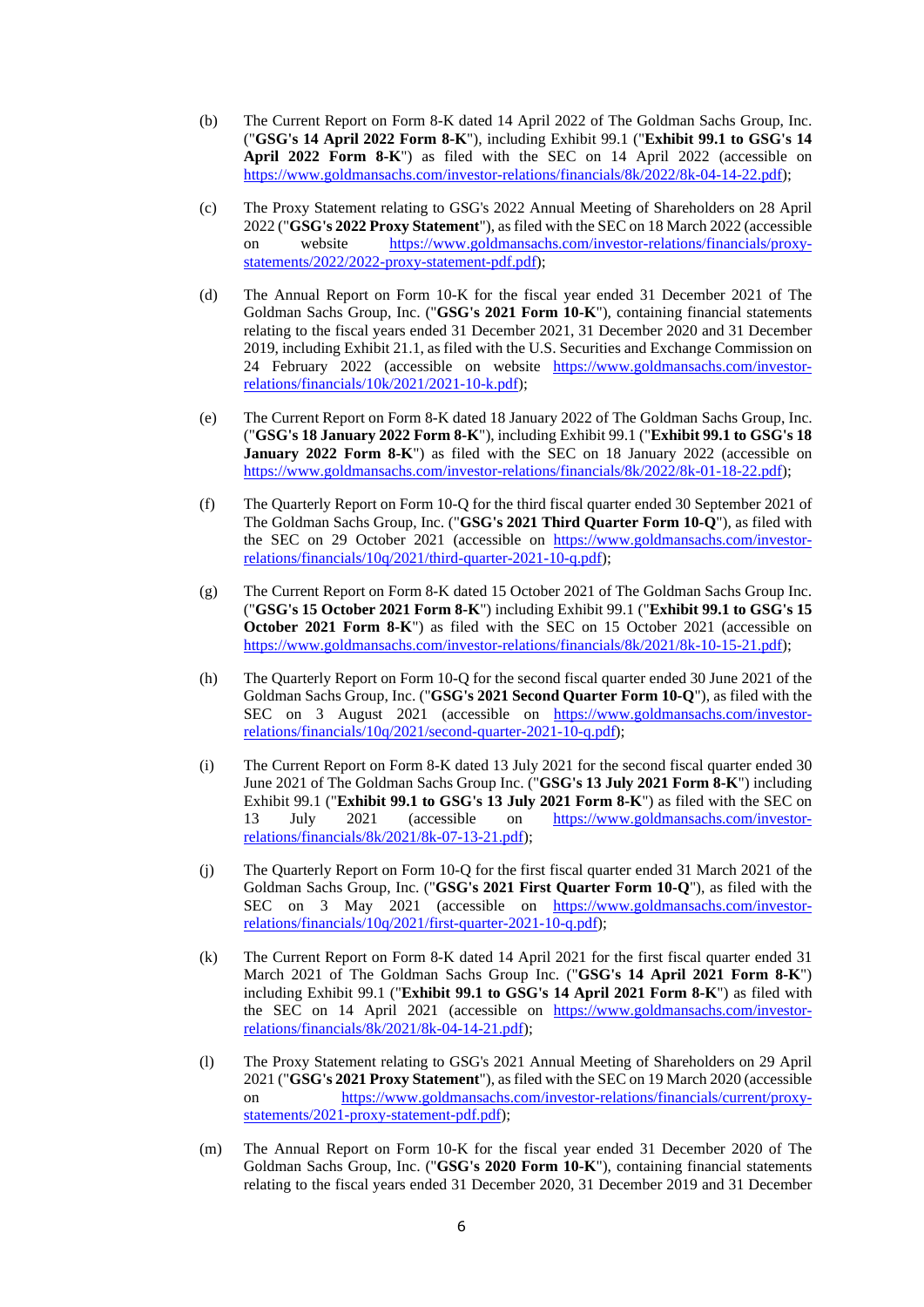(b) The Current Report on Form 8-K dated 14 April 2022 of The Goldman Sachs Group, Inc. ("**GSG's 14 April 2022 Form 8-K**"), including Exhibit 99.1 ("**Exhibit 99.1 to GSG's 14 April 2022 Form 8-K**") as filed with the SEC on 14 April 2022 (accessible on https://www.goldmansachs.com/investor-relations/financials/8k/2022/8k-04-14-22.pdf);

(c) The Proxy Statement relating to GSG's 2022 Annual Meeting of Shareholders on 28 April 2022 ("**GSG's 2022 Proxy Statement**"), as filed with the SEC on 18 March 2022 (accessible on website https://www.goldmansachs.com/investor-relations/financials/proxy-statements/2022/2022-proxy-statement-pdf.pdf);

(d) The Annual Report on Form 10-K for the fiscal year ended 31 December 2021 of The Goldman Sachs Group, Inc. ("**GSG's 2021 Form 10-K**"), containing financial statements relating to the fiscal years ended 31 December 2021, 31 December 2020 and 31 December 2019, including Exhibit 21.1, as filed with the U.S. Securities and Exchange Commission on 24 February 2022 (accessible on website https://www.goldmansachs.com/investor-relations/financials/10k/2021/2021-10-k.pdf);

(e) The Current Report on Form 8-K dated 18 January 2022 of The Goldman Sachs Group, Inc. ("**GSG's 18 January 2022 Form 8-K**"), including Exhibit 99.1 ("**Exhibit 99.1 to GSG's 18 January 2022 Form 8-K**") as filed with the SEC on 18 January 2022 (accessible on https://www.goldmansachs.com/investor-relations/financials/8k/2022/8k-01-18-22.pdf);

(f) The Quarterly Report on Form 10-Q for the third fiscal quarter ended 30 September 2021 of The Goldman Sachs Group, Inc. ("**GSG's 2021 Third Quarter Form 10-Q**"), as filed with the SEC on 29 October 2021 (accessible on https://www.goldmansachs.com/investor-relations/financials/10q/2021/third-quarter-2021-10-q.pdf);

(g) The Current Report on Form 8-K dated 15 October 2021 of The Goldman Sachs Group Inc. ("**GSG's 15 October 2021 Form 8-K**") including Exhibit 99.1 ("**Exhibit 99.1 to GSG's 15 October 2021 Form 8-K**") as filed with the SEC on 15 October 2021 (accessible on https://www.goldmansachs.com/investor-relations/financials/8k/2021/8k-10-15-21.pdf);

(h) The Quarterly Report on Form 10-Q for the second fiscal quarter ended 30 June 2021 of the Goldman Sachs Group, Inc. ("**GSG's 2021 Second Quarter Form 10-Q**"), as filed with the SEC on 3 August 2021 (accessible on https://www.goldmansachs.com/investor-relations/financials/10q/2021/second-quarter-2021-10-q.pdf);

(i) The Current Report on Form 8-K dated 13 July 2021 for the second fiscal quarter ended 30 June 2021 of The Goldman Sachs Group Inc. ("**GSG's 13 July 2021 Form 8-K**") including Exhibit 99.1 ("**Exhibit 99.1 to GSG's 13 July 2021 Form 8-K**") as filed with the SEC on 13 July 2021 (accessible on https://www.goldmansachs.com/investor-relations/financials/8k/2021/8k-07-13-21.pdf);

(j) The Quarterly Report on Form 10-Q for the first fiscal quarter ended 31 March 2021 of the Goldman Sachs Group, Inc. ("**GSG's 2021 First Quarter Form 10-Q**"), as filed with the SEC on 3 May 2021 (accessible on https://www.goldmansachs.com/investor-relations/financials/10q/2021/first-quarter-2021-10-q.pdf);

(k) The Current Report on Form 8-K dated 14 April 2021 for the first fiscal quarter ended 31 March 2021 of The Goldman Sachs Group Inc. ("**GSG's 14 April 2021 Form 8-K**") including Exhibit 99.1 ("**Exhibit 99.1 to GSG's 14 April 2021 Form 8-K**") as filed with the SEC on 14 April 2021 (accessible on https://www.goldmansachs.com/investor-relations/financials/8k/2021/8k-04-14-21.pdf);

(l) The Proxy Statement relating to GSG's 2021 Annual Meeting of Shareholders on 29 April 2021 ("**GSG's 2021 Proxy Statement**"), as filed with the SEC on 19 March 2020 (accessible on https://www.goldmansachs.com/investor-relations/financials/current/proxy-statements/2021-proxy-statement-pdf.pdf);

(m) The Annual Report on Form 10-K for the fiscal year ended 31 December 2020 of The Goldman Sachs Group, Inc. ("**GSG's 2020 Form 10-K**"), containing financial statements relating to the fiscal years ended 31 December 2020, 31 December 2019 and 31 December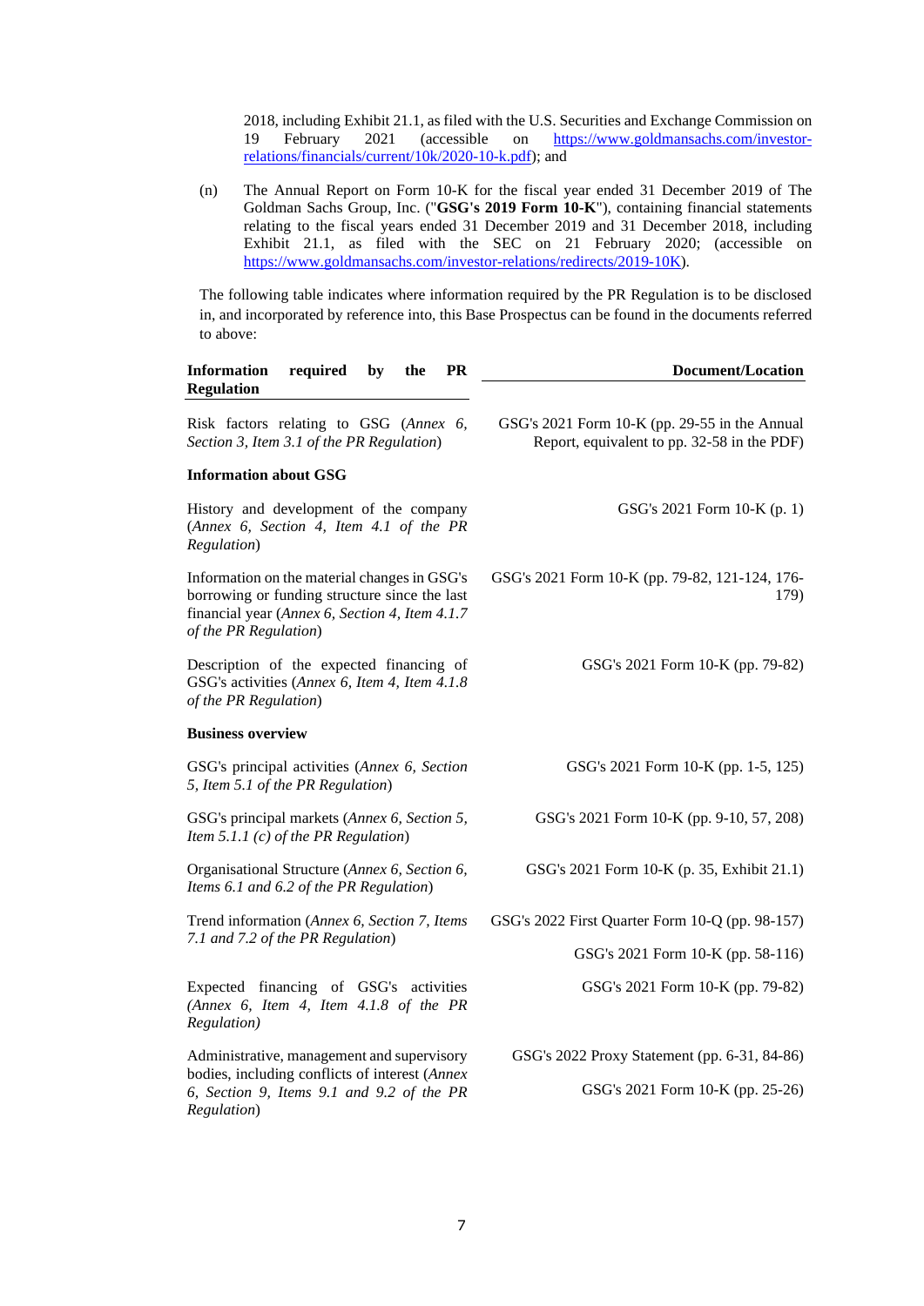2018, including Exhibit 21.1, as filed with the U.S. Securities and Exchange Commission on 19 February 2021 (accessible on https://www.goldmansachs.com/investor-relations/financials/current/10k/2020-10-k.pdf); and

(n) The Annual Report on Form 10-K for the fiscal year ended 31 December 2019 of The Goldman Sachs Group, Inc. ("**GSG's 2019 Form 10-K**"), containing financial statements relating to the fiscal years ended 31 December 2019 and 31 December 2018, including Exhibit 21.1, as filed with the SEC on 21 February 2020; (accessible on https://www.goldmansachs.com/investor-relations/redirects/2019-10K).

The following table indicates where information required by the PR Regulation is to be disclosed in, and incorporated by reference into, this Base Prospectus can be found in the documents referred to above:

| **Information required by the PR Regulation** | **Document/Location** |
|---|---|
| Risk factors relating to GSG (*Annex 6, Section 3, Item 3.1 of the PR Regulation*) | GSG's 2021 Form 10-K (pp. 29-55 in the Annual Report, equivalent to pp. 32-58 in the PDF) |
| **Information about GSG** | |
| History and development of the company (*Annex 6, Section 4, Item 4.1 of the PR Regulation*) | GSG's 2021 Form 10-K (p. 1) |
| Information on the material changes in GSG's borrowing or funding structure since the last financial year (*Annex 6, Section 4, Item 4.1.7 of the PR Regulation*) | GSG's 2021 Form 10-K (pp. 79-82, 121-124, 176-179) |
| Description of the expected financing of GSG's activities (*Annex 6, Item 4, Item 4.1.8 of the PR Regulation*) | GSG's 2021 Form 10-K (pp. 79-82) |
| **Business overview** | |
| GSG's principal activities (*Annex 6, Section 5, Item 5.1 of the PR Regulation*) | GSG's 2021 Form 10-K (pp. 1-5, 125) |
| GSG's principal markets (*Annex 6, Section 5, Item 5.1.1 (c) of the PR Regulation*) | GSG's 2021 Form 10-K (pp. 9-10, 57, 208) |
| Organisational Structure (*Annex 6, Section 6, Items 6.1 and 6.2 of the PR Regulation*) | GSG's 2021 Form 10-K (p. 35, Exhibit 21.1) |
| Trend information (*Annex 6, Section 7, Items 7.1 and 7.2 of the PR Regulation*) | GSG's 2022 First Quarter Form 10-Q (pp. 98-157) |
| | GSG's 2021 Form 10-K (pp. 58-116) |
| Expected financing of GSG's activities (*Annex 6, Item 4, Item 4.1.8 of the PR Regulation*) | GSG's 2021 Form 10-K (pp. 79-82) |
| Administrative, management and supervisory bodies, including conflicts of interest (*Annex 6, Section 9, Items 9.1 and 9.2 of the PR Regulation*) | GSG's 2022 Proxy Statement (pp. 6-31, 84-86) |
| | GSG's 2021 Form 10-K (pp. 25-26) |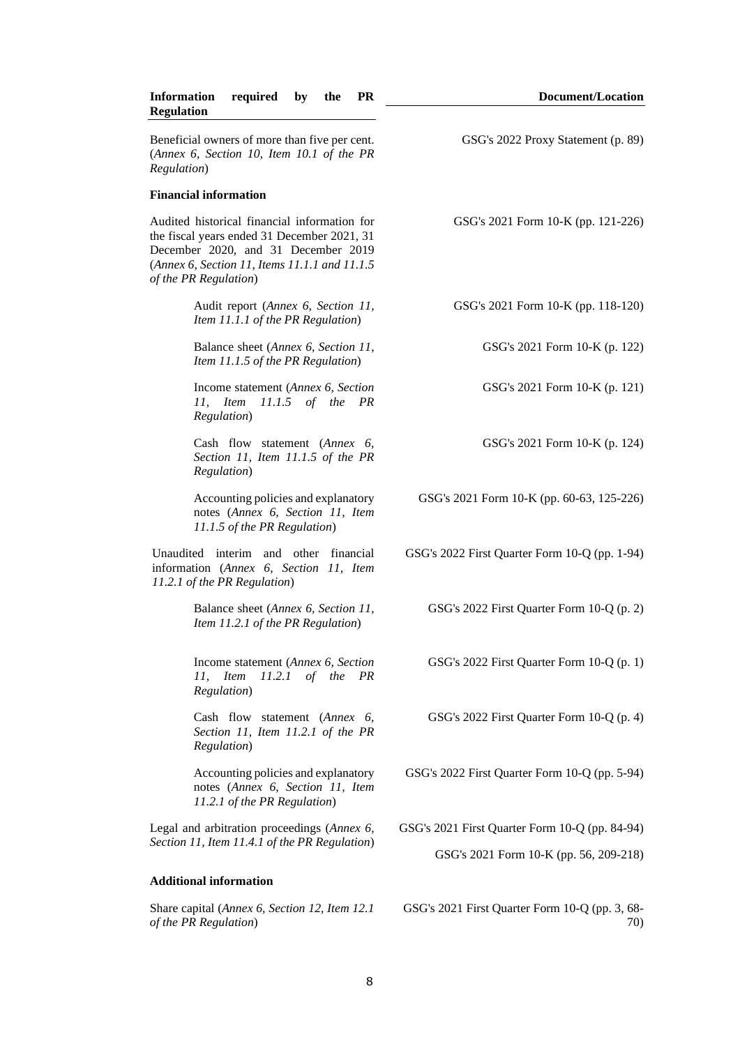| Information required by the PR Regulation | Document/Location |
|---|---|
| Beneficial owners of more than five per cent. (*Annex 6, Section 10, Item 10.1 of the PR Regulation*) | GSG's 2022 Proxy Statement (p. 89) |
| **Financial information** | |
| Audited historical financial information for the fiscal years ended 31 December 2021, 31 December 2020, and 31 December 2019 (*Annex 6, Section 11, Items 11.1.1 and 11.1.5 of the PR Regulation*) | GSG's 2021 Form 10-K (pp. 121-226) |
| Audit report (*Annex 6, Section 11, Item 11.1.1 of the PR Regulation*) | GSG's 2021 Form 10-K (pp. 118-120) |
| Balance sheet (*Annex 6, Section 11, Item 11.1.5 of the PR Regulation*) | GSG's 2021 Form 10-K (p. 122) |
| Income statement (*Annex 6, Section 11, Item 11.1.5 of the PR Regulation*) | GSG's 2021 Form 10-K (p. 121) |
| Cash flow statement (*Annex 6, Section 11, Item 11.1.5 of the PR Regulation*) | GSG's 2021 Form 10-K (p. 124) |
| Accounting policies and explanatory notes (*Annex 6, Section 11, Item 11.1.5 of the PR Regulation*) | GSG's 2021 Form 10-K (pp. 60-63, 125-226) |
| Unaudited interim and other financial information (*Annex 6, Section 11, Item 11.2.1 of the PR Regulation*) | GSG's 2022 First Quarter Form 10-Q (pp. 1-94) |
| Balance sheet (*Annex 6, Section 11, Item 11.2.1 of the PR Regulation*) | GSG's 2022 First Quarter Form 10-Q (p. 2) |
| Income statement (*Annex 6, Section 11, Item 11.2.1 of the PR Regulation*) | GSG's 2022 First Quarter Form 10-Q (p. 1) |
| Cash flow statement (*Annex 6, Section 11, Item 11.2.1 of the PR Regulation*) | GSG's 2022 First Quarter Form 10-Q (p. 4) |
| Accounting policies and explanatory notes (*Annex 6, Section 11, Item 11.2.1 of the PR Regulation*) | GSG's 2022 First Quarter Form 10-Q (pp. 5-94) |
| Legal and arbitration proceedings (*Annex 6, Section 11, Item 11.4.1 of the PR Regulation*) | GSG's 2021 First Quarter Form 10-Q (pp. 84-94)<br>GSG's 2021 Form 10-K (pp. 56, 209-218) |
| **Additional information** | |
| Share capital (*Annex 6, Section 12, Item 12.1 of the PR Regulation*) | GSG's 2021 First Quarter Form 10-Q (pp. 3, 68-70) |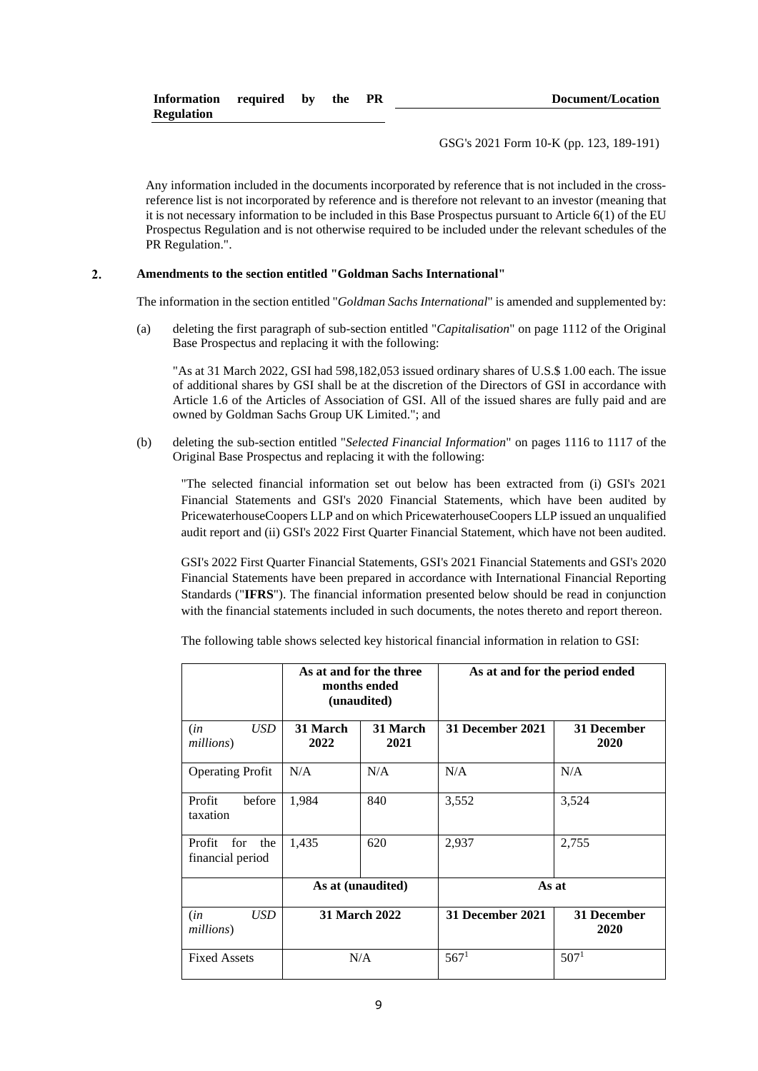| Information required by the PR Regulation | Document/Location |
|---|---|
| | GSG's 2021 Form 10-K (pp. 123, 189-191) |

Any information included in the documents incorporated by reference that is not included in the cross-reference list is not incorporated by reference and is therefore not relevant to an investor (meaning that it is not necessary information to be included in this Base Prospectus pursuant to Article 6(1) of the EU Prospectus Regulation and is not otherwise required to be included under the relevant schedules of the PR Regulation.".

## 2. Amendments to the section entitled "Goldman Sachs International"

The information in the section entitled "*Goldman Sachs International*" is amended and supplemented by:

(a) deleting the first paragraph of sub-section entitled "*Capitalisation*" on page 1112 of the Original Base Prospectus and replacing it with the following:

"As at 31 March 2022, GSI had 598,182,053 issued ordinary shares of U.S.$ 1.00 each. The issue of additional shares by GSI shall be at the discretion of the Directors of GSI in accordance with Article 1.6 of the Articles of Association of GSI. All of the issued shares are fully paid and are owned by Goldman Sachs Group UK Limited."; and

(b) deleting the sub-section entitled "*Selected Financial Information*" on pages 1116 to 1117 of the Original Base Prospectus and replacing it with the following:

"The selected financial information set out below has been extracted from (i) GSI's 2021 Financial Statements and GSI's 2020 Financial Statements, which have been audited by PricewaterhouseCoopers LLP and on which PricewaterhouseCoopers LLP issued an unqualified audit report and (ii) GSI's 2022 First Quarter Financial Statement, which have not been audited.

GSI's 2022 First Quarter Financial Statements, GSI's 2021 Financial Statements and GSI's 2020 Financial Statements have been prepared in accordance with International Financial Reporting Standards ("**IFRS**"). The financial information presented below should be read in conjunction with the financial statements included in such documents, the notes thereto and report thereon.

The following table shows selected key historical financial information in relation to GSI:

| | **As at and for the three months ended (unaudited)** | | **As at and for the period ended** | |
|---|---|---|---|---|
| (*in USD millions*) | **31 March 2022** | **31 March 2021** | **31 December 2021** | **31 December 2020** |
| Operating Profit | N/A | N/A | N/A | N/A |
| Profit before taxation | 1,984 | 840 | 3,552 | 3,524 |
| Profit for the financial period | 1,435 | 620 | 2,937 | 2,755 |
| | **As at (unaudited)** | | **As at** | |
| (*in USD millions*) | **31 March 2022** | | **31 December 2021** | **31 December 2020** |
| Fixed Assets | N/A | | 567[1] | 507[1] |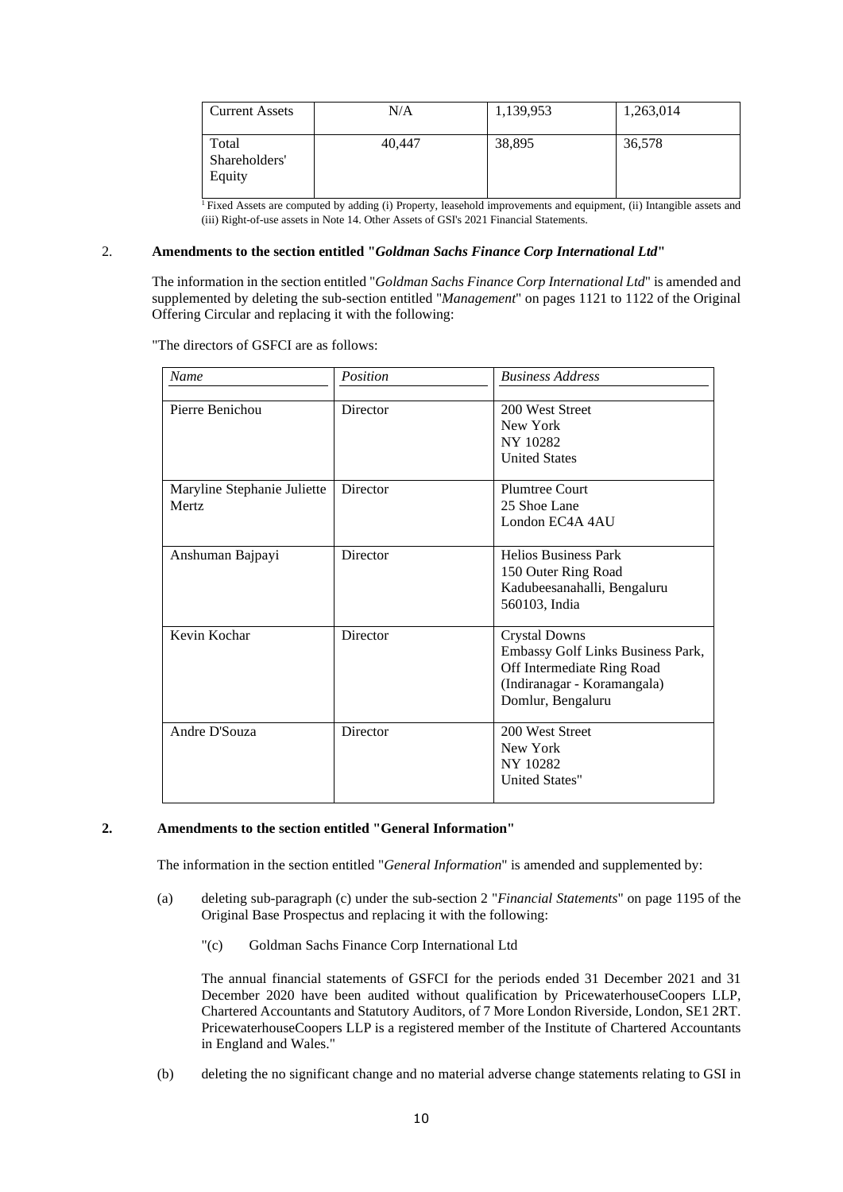| Current Assets | N/A | 1,139,953 | 1,263,014 |
|---|---|---|---|
| Total Shareholders' Equity | 40,447 | 38,895 | 36,578 |

[1] Fixed Assets are computed by adding (i) Property, leasehold improvements and equipment, (ii) Intangible assets and (iii) Right-of-use assets in Note 14. Other Assets of GSI's 2021 Financial Statements.

2. **Amendments to the section entitled "*Goldman Sachs Finance Corp International Ltd*"**

The information in the section entitled "*Goldman Sachs Finance Corp International Ltd*" is amended and supplemented by deleting the sub-section entitled "*Management*" on pages 1121 to 1122 of the Original Offering Circular and replacing it with the following:

"The directors of GSFCI are as follows:

| *Name* | *Position* | *Business Address* |
|---|---|---|
| Pierre Benichou | Director | 200 West Street<br>New York<br>NY 10282<br>United States |
| Maryline Stephanie Juliette Mertz | Director | Plumtree Court<br>25 Shoe Lane<br>London EC4A 4AU |
| Anshuman Bajpayi | Director | Helios Business Park<br>150 Outer Ring Road<br>Kadubeesanahalli, Bengaluru<br>560103, India |
| Kevin Kochar | Director | Crystal Downs<br>Embassy Golf Links Business Park,<br>Off Intermediate Ring Road<br>(Indiranagar - Koramangala)<br>Domlur, Bengaluru |
| Andre D'Souza | Director | 200 West Street<br>New York<br>NY 10282<br>United States" |

**2. Amendments to the section entitled "General Information"**

The information in the section entitled "*General Information*" is amended and supplemented by:

(a) deleting sub-paragraph (c) under the sub-section 2 "*Financial Statements*" on page 1195 of the Original Base Prospectus and replacing it with the following:

"(c) Goldman Sachs Finance Corp International Ltd

The annual financial statements of GSFCI for the periods ended 31 December 2021 and 31 December 2020 have been audited without qualification by PricewaterhouseCoopers LLP, Chartered Accountants and Statutory Auditors, of 7 More London Riverside, London, SE1 2RT. PricewaterhouseCoopers LLP is a registered member of the Institute of Chartered Accountants in England and Wales."

(b) deleting the no significant change and no material adverse change statements relating to GSI in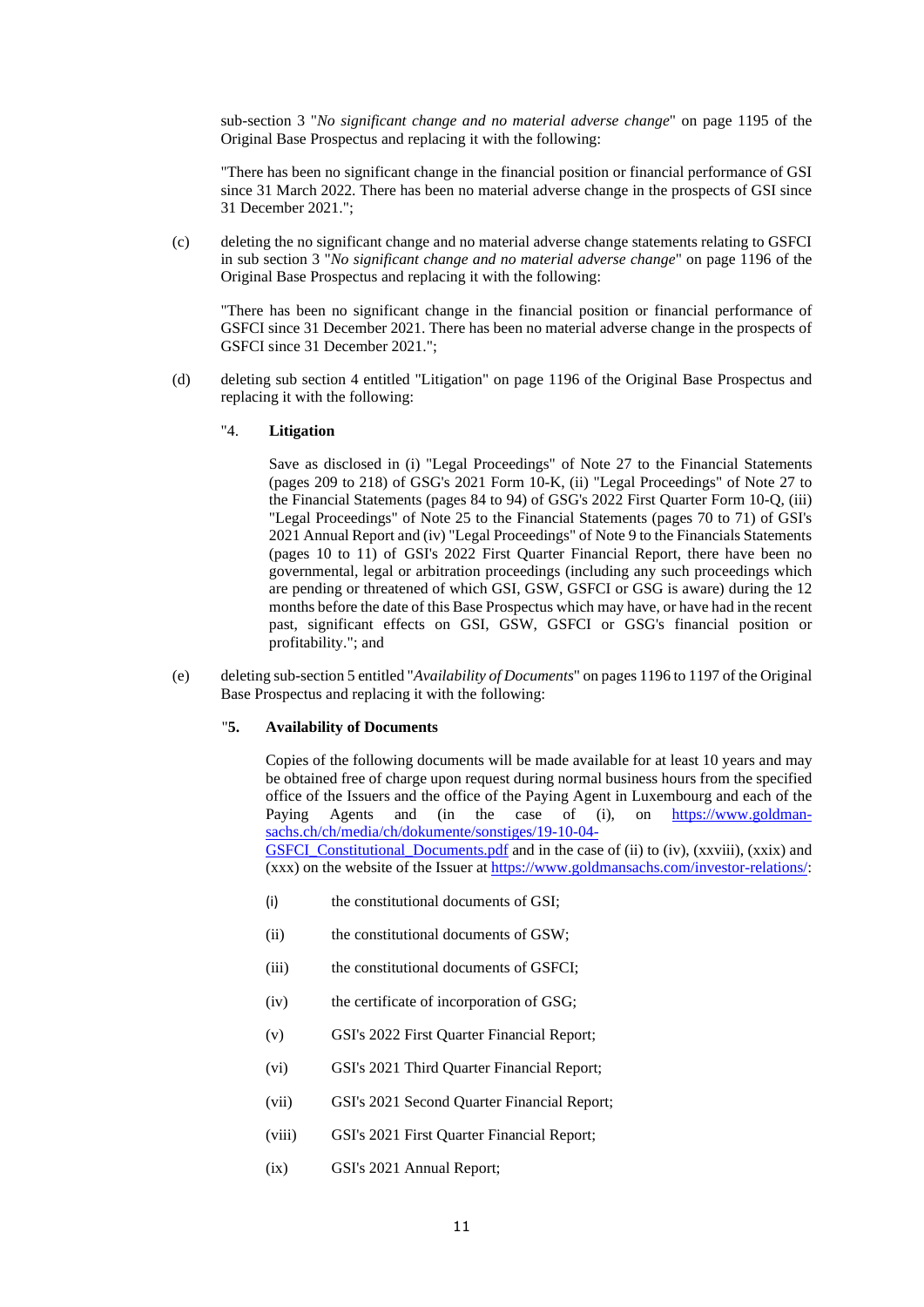sub-section 3 "*No significant change and no material adverse change*" on page 1195 of the Original Base Prospectus and replacing it with the following:

"There has been no significant change in the financial position or financial performance of GSI since 31 March 2022. There has been no material adverse change in the prospects of GSI since 31 December 2021.";

(c) deleting the no significant change and no material adverse change statements relating to GSFCI in sub section 3 "*No significant change and no material adverse change*" on page 1196 of the Original Base Prospectus and replacing it with the following:

"There has been no significant change in the financial position or financial performance of GSFCI since 31 December 2021. There has been no material adverse change in the prospects of GSFCI since 31 December 2021.";

(d) deleting sub section 4 entitled "Litigation" on page 1196 of the Original Base Prospectus and replacing it with the following:

"4. **Litigation**

Save as disclosed in (i) "Legal Proceedings" of Note 27 to the Financial Statements (pages 209 to 218) of GSG's 2021 Form 10-K, (ii) "Legal Proceedings" of Note 27 to the Financial Statements (pages 84 to 94) of GSG's 2022 First Quarter Form 10-Q, (iii) "Legal Proceedings" of Note 25 to the Financial Statements (pages 70 to 71) of GSI's 2021 Annual Report and (iv) "Legal Proceedings" of Note 9 to the Financials Statements (pages 10 to 11) of GSI's 2022 First Quarter Financial Report, there have been no governmental, legal or arbitration proceedings (including any such proceedings which are pending or threatened of which GSI, GSW, GSFCI or GSG is aware) during the 12 months before the date of this Base Prospectus which may have, or have had in the recent past, significant effects on GSI, GSW, GSFCI or GSG's financial position or profitability."; and

(e) deleting sub-section 5 entitled "*Availability of Documents*" on pages 1196 to 1197 of the Original Base Prospectus and replacing it with the following:

"**5. Availability of Documents**

Copies of the following documents will be made available for at least 10 years and may be obtained free of charge upon request during normal business hours from the specified office of the Issuers and the office of the Paying Agent in Luxembourg and each of the Paying Agents and (in the case of (i), on https://www.goldman-sachs.ch/ch/media/ch/dokumente/sonstiges/19-10-04-GSFCI_Constitutional_Documents.pdf and in the case of (ii) to (iv), (xxviii), (xxix) and (xxx) on the website of the Issuer at https://www.goldmansachs.com/investor-relations/:

(i) the constitutional documents of GSI;

(ii) the constitutional documents of GSW;

(iii) the constitutional documents of GSFCI;

(iv) the certificate of incorporation of GSG;

(v) GSI's 2022 First Quarter Financial Report;

(vi) GSI's 2021 Third Quarter Financial Report;

(vii) GSI's 2021 Second Quarter Financial Report;

(viii) GSI's 2021 First Quarter Financial Report;

(ix) GSI's 2021 Annual Report;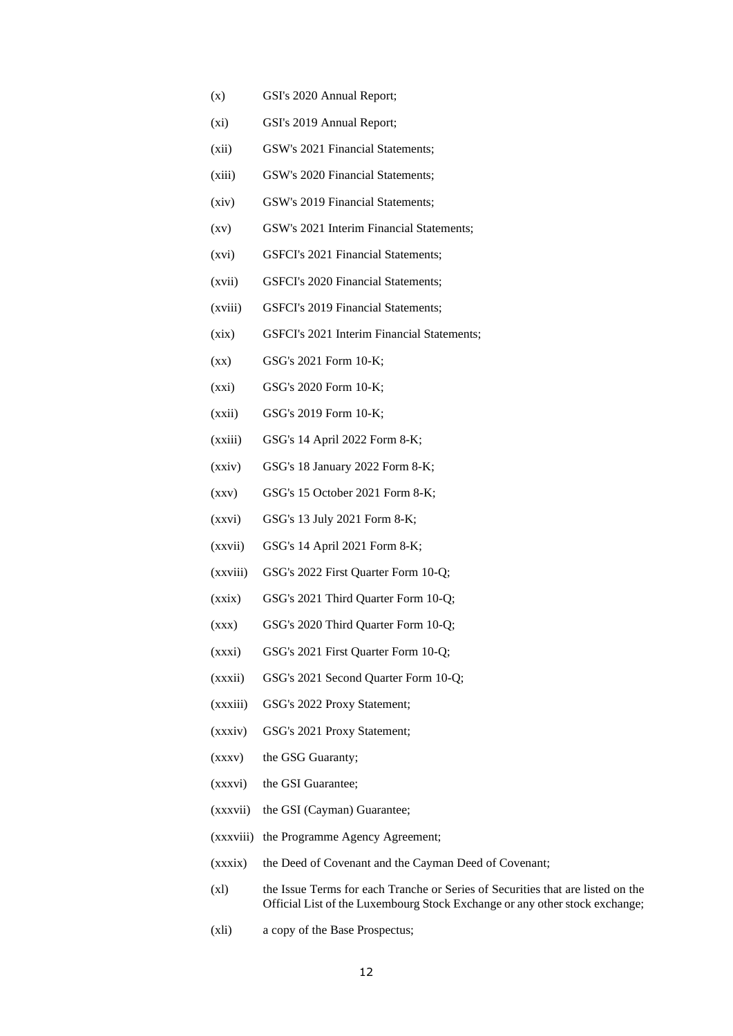(x) GSI's 2020 Annual Report;

(xi) GSI's 2019 Annual Report;

(xii) GSW's 2021 Financial Statements;

(xiii) GSW's 2020 Financial Statements;

(xiv) GSW's 2019 Financial Statements;

(xv) GSW's 2021 Interim Financial Statements;

(xvi) GSFCI's 2021 Financial Statements;

(xvii) GSFCI's 2020 Financial Statements;

(xviii) GSFCI's 2019 Financial Statements;

(xix) GSFCI's 2021 Interim Financial Statements;

(xx) GSG's 2021 Form 10-K;

(xxi) GSG's 2020 Form 10-K;

(xxii) GSG's 2019 Form 10-K;

(xxiii) GSG's 14 April 2022 Form 8-K;

(xxiv) GSG's 18 January 2022 Form 8-K;

(xxv) GSG's 15 October 2021 Form 8-K;

(xxvi) GSG's 13 July 2021 Form 8-K;

(xxvii) GSG's 14 April 2021 Form 8-K;

(xxviii) GSG's 2022 First Quarter Form 10-Q;

(xxix) GSG's 2021 Third Quarter Form 10-Q;

(xxx) GSG's 2020 Third Quarter Form 10-Q;

(xxxi) GSG's 2021 First Quarter Form 10-Q;

(xxxii) GSG's 2021 Second Quarter Form 10-Q;

(xxxiii) GSG's 2022 Proxy Statement;

(xxxiv) GSG's 2021 Proxy Statement;

(xxxv) the GSG Guaranty;

(xxxvi) the GSI Guarantee;

(xxxvii) the GSI (Cayman) Guarantee;

(xxxviii) the Programme Agency Agreement;

(xxxix) the Deed of Covenant and the Cayman Deed of Covenant;

(xl) the Issue Terms for each Tranche or Series of Securities that are listed on the Official List of the Luxembourg Stock Exchange or any other stock exchange;

(xli) a copy of the Base Prospectus;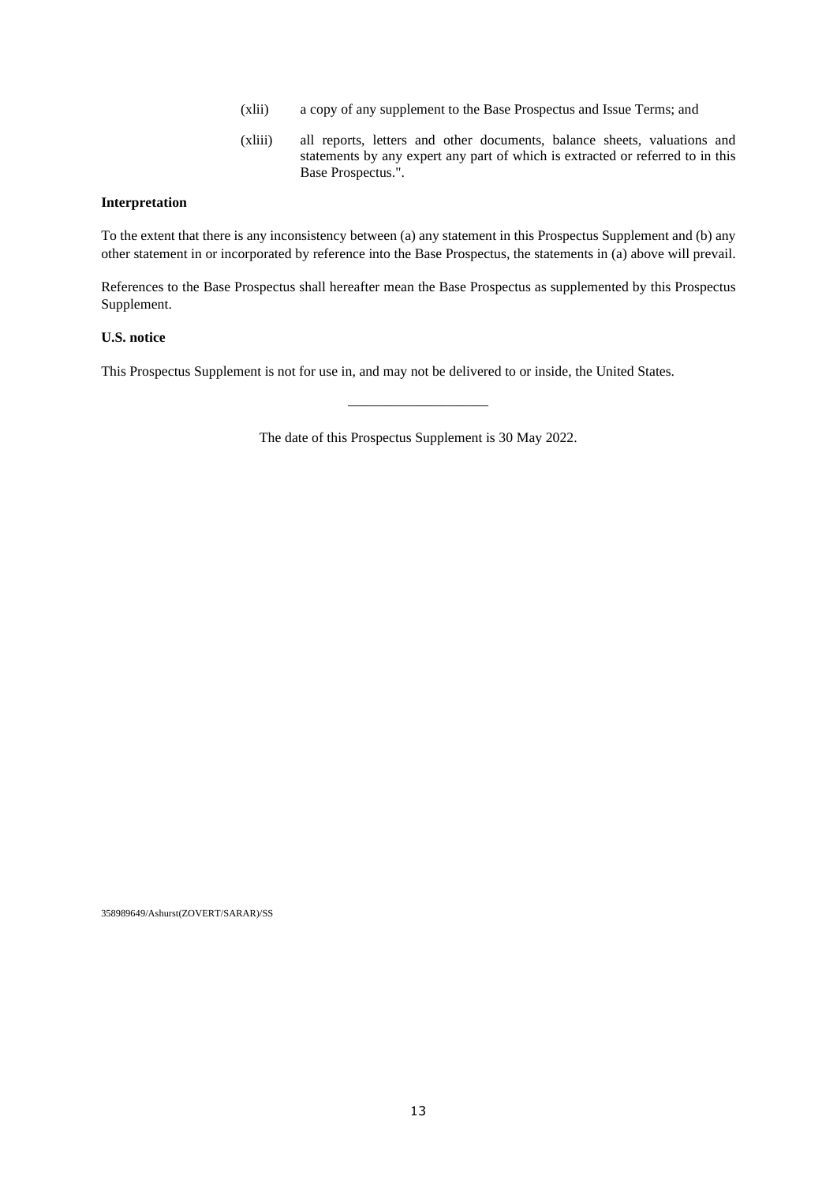(xlii) a copy of any supplement to the Base Prospectus and Issue Terms; and

(xliii) all reports, letters and other documents, balance sheets, valuations and statements by any expert any part of which is extracted or referred to in this Base Prospectus.".

**Interpretation**

To the extent that there is any inconsistency between (a) any statement in this Prospectus Supplement and (b) any other statement in or incorporated by reference into the Base Prospectus, the statements in (a) above will prevail.

References to the Base Prospectus shall hereafter mean the Base Prospectus as supplemented by this Prospectus Supplement.

**U.S. notice**

This Prospectus Supplement is not for use in, and may not be delivered to or inside, the United States.

---

The date of this Prospectus Supplement is 30 May 2022.

358989649/Ashurst(ZOVERT/SARAR)/SS